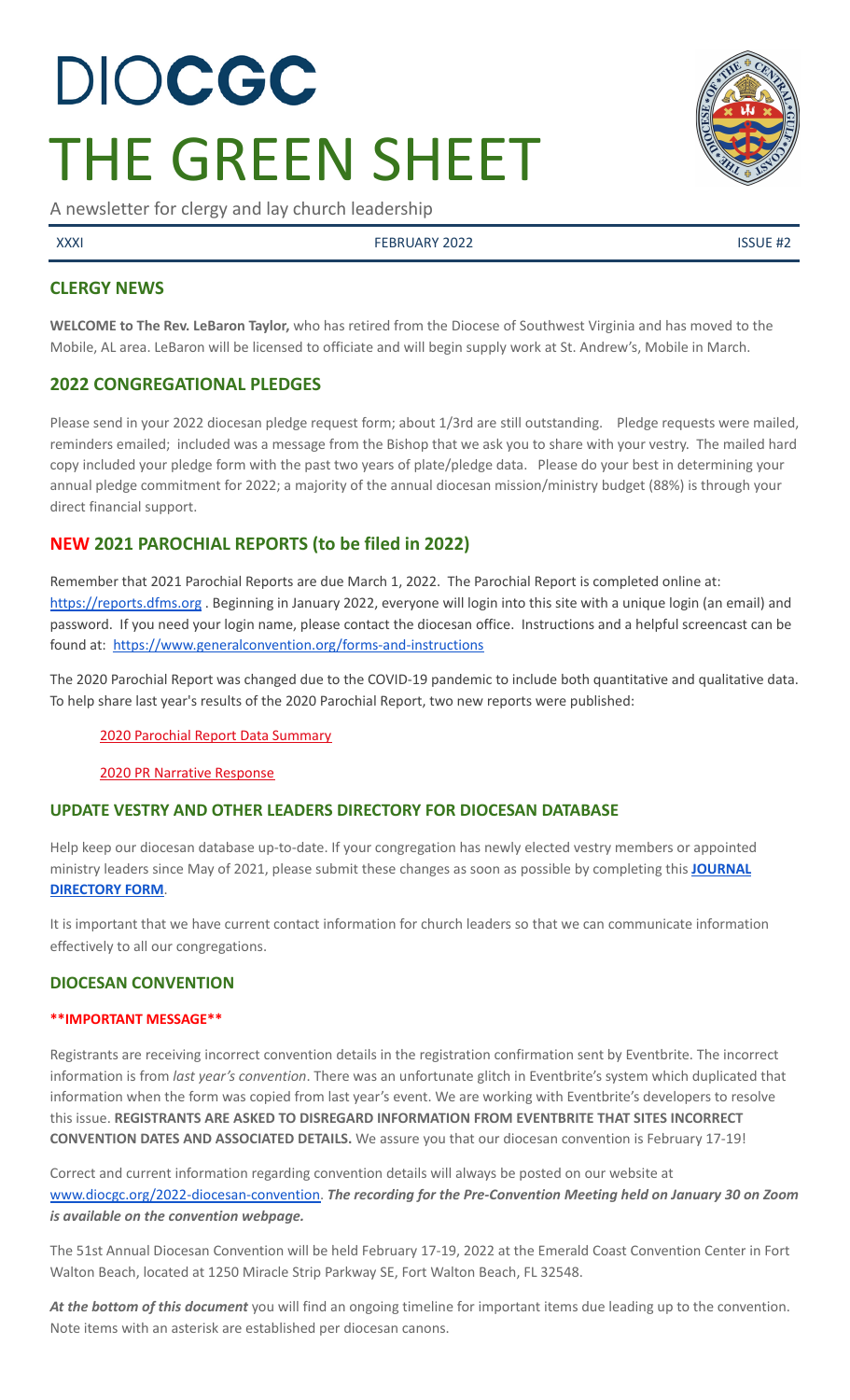# DIOCGC THE GREEN SHEET

A newsletter for clergy and lay church leadership

XXXI | FEBRUARY 2022 | ISSUE #2

## CLERGY NEWS

**WELCOME to The Rev. LeBaron Taylor,** who has retired from the Diocese of Southwest Virginia and has moved to the Mobile, AL area. LeBaron will be licensed to officiate and will begin supply work at St. Andrew's, Mobile in March.

## 2022 CONGREGATIONAL PLEDGES

Please send in your 2022 diocesan pledge request form; about 1/3rd are still outstanding. Pledge requests were mailed, reminders emailed; included was a message from the Bishop that we ask you to share with your vestry. The mailed hard copy included your pledge form with the past two years of plate/pledge data. Please do your best in determining your annual pledge commitment for 2022; a majority of the annual diocesan mission/ministry budget (88%) is through your direct financial support.

## NEW 2021 PAROCHIAL REPORTS (to be filed in 2022)

Remember that 2021 Parochial Reports are due March 1, 2022. The Parochial Report is completed online at: https://reports.dfms.org . Beginning in January 2022, everyone will login into this site with a unique login (an email) and password. If you need your login name, please contact the diocesan office. Instructions and a helpful screencast can be found at: https://www.generalconvention.org/forms-and-instructions

The 2020 Parochial Report was changed due to the COVID-19 pandemic to include both quantitative and qualitative data. To help share last year's results of the 2020 Parochial Report, two new reports were published:

2020 Parochial Report Data Summary

2020 PR Narrative Response

### UPDATE VESTRY AND OTHER LEADERS DIRECTORY FOR DIOCESAN DATABASE

Help keep our diocesan database up-to-date. If your congregation has newly elected vestry members or appointed ministry leaders since May of 2021, please submit these changes as soon as possible by completing this **JOURNAL DIRECTORY FORM**.

It is important that we have current contact information for church leaders so that we can communicate information effectively to all our congregations.

### DIOCESAN CONVENTION

**\*\*IMPORTANT MESSAGE\*\***

Registrants are receiving incorrect convention details in the registration confirmation sent by Eventbrite. The incorrect information is from *last year's convention*. There was an unfortunate glitch in Eventbrite's system which duplicated that information when the form was copied from last year's event. We are working with Eventbrite's developers to resolve this issue. **REGISTRANTS ARE ASKED TO DISREGARD INFORMATION FROM EVENTBRITE THAT SITES INCORRECT CONVENTION DATES AND ASSOCIATED DETAILS.** We assure you that our diocesan convention is February 17-19!

Correct and current information regarding convention details will always be posted on our website at www.diocgc.org/2022-diocesan-convention. ***The recording for the Pre-Convention Meeting held on January 30 on Zoom is available on the convention webpage.***

The 51st Annual Diocesan Convention will be held February 17-19, 2022 at the Emerald Coast Convention Center in Fort Walton Beach, located at 1250 Miracle Strip Parkway SE, Fort Walton Beach, FL 32548.

***At the bottom of this document*** you will find an ongoing timeline for important items due leading up to the convention. Note items with an asterisk are established per diocesan canons.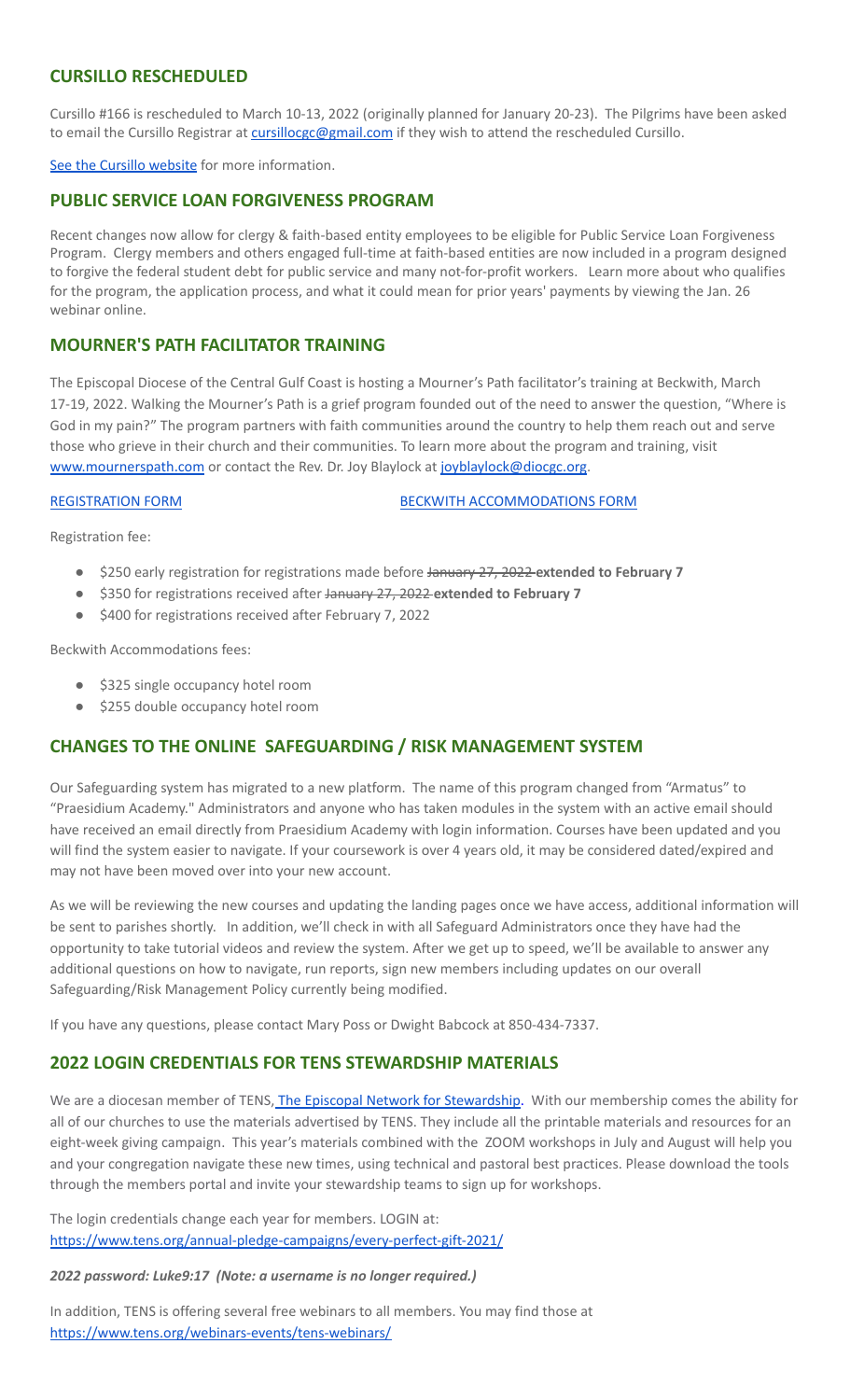## CURSILLO RESCHEDULED

Cursillo #166 is rescheduled to March 10-13, 2022 (originally planned for January 20-23). The Pilgrims have been asked to email the Cursillo Registrar at cursillocgc@gmail.com if they wish to attend the rescheduled Cursillo.

See the Cursillo website for more information.

## PUBLIC SERVICE LOAN FORGIVENESS PROGRAM

Recent changes now allow for clergy & faith-based entity employees to be eligible for Public Service Loan Forgiveness Program. Clergy members and others engaged full-time at faith-based entities are now included in a program designed to forgive the federal student debt for public service and many not-for-profit workers. Learn more about who qualifies for the program, the application process, and what it could mean for prior years' payments by viewing the Jan. 26 webinar online.

## MOURNER'S PATH FACILITATOR TRAINING

The Episcopal Diocese of the Central Gulf Coast is hosting a Mourner's Path facilitator's training at Beckwith, March 17-19, 2022. Walking the Mourner's Path is a grief program founded out of the need to answer the question, "Where is God in my pain?" The program partners with faith communities around the country to help them reach out and serve those who grieve in their church and their communities. To learn more about the program and training, visit www.mournerspath.com or contact the Rev. Dr. Joy Blaylock at joyblaylock@diocgc.org.

REGISTRATION FORM BECKWITH ACCOMMODATIONS FORM

Registration fee:

- $250 early registration for registrations made before ~~January 27, 2022~~ **extended to February 7**
- $350 for registrations received after ~~January 27, 2022~~ **extended to February 7**
- $400 for registrations received after February 7, 2022

Beckwith Accommodations fees:

- $325 single occupancy hotel room
- $255 double occupancy hotel room

## CHANGES TO THE ONLINE SAFEGUARDING / RISK MANAGEMENT SYSTEM

Our Safeguarding system has migrated to a new platform. The name of this program changed from "Armatus" to "Praesidium Academy." Administrators and anyone who has taken modules in the system with an active email should have received an email directly from Praesidium Academy with login information. Courses have been updated and you will find the system easier to navigate. If your coursework is over 4 years old, it may be considered dated/expired and may not have been moved over into your new account.

As we will be reviewing the new courses and updating the landing pages once we have access, additional information will be sent to parishes shortly. In addition, we'll check in with all Safeguard Administrators once they have had the opportunity to take tutorial videos and review the system. After we get up to speed, we'll be available to answer any additional questions on how to navigate, run reports, sign new members including updates on our overall Safeguarding/Risk Management Policy currently being modified.

If you have any questions, please contact Mary Poss or Dwight Babcock at 850-434-7337.

## 2022 LOGIN CREDENTIALS FOR TENS STEWARDSHIP MATERIALS

We are a diocesan member of TENS, The Episcopal Network for Stewardship. With our membership comes the ability for all of our churches to use the materials advertised by TENS. They include all the printable materials and resources for an eight-week giving campaign. This year's materials combined with the ZOOM workshops in July and August will help you and your congregation navigate these new times, using technical and pastoral best practices. Please download the tools through the members portal and invite your stewardship teams to sign up for workshops.

The login credentials change each year for members. LOGIN at: https://www.tens.org/annual-pledge-campaigns/every-perfect-gift-2021/

***2022 password: Luke9:17 (Note: a username is no longer required.)***

In addition, TENS is offering several free webinars to all members. You may find those at https://www.tens.org/webinars-events/tens-webinars/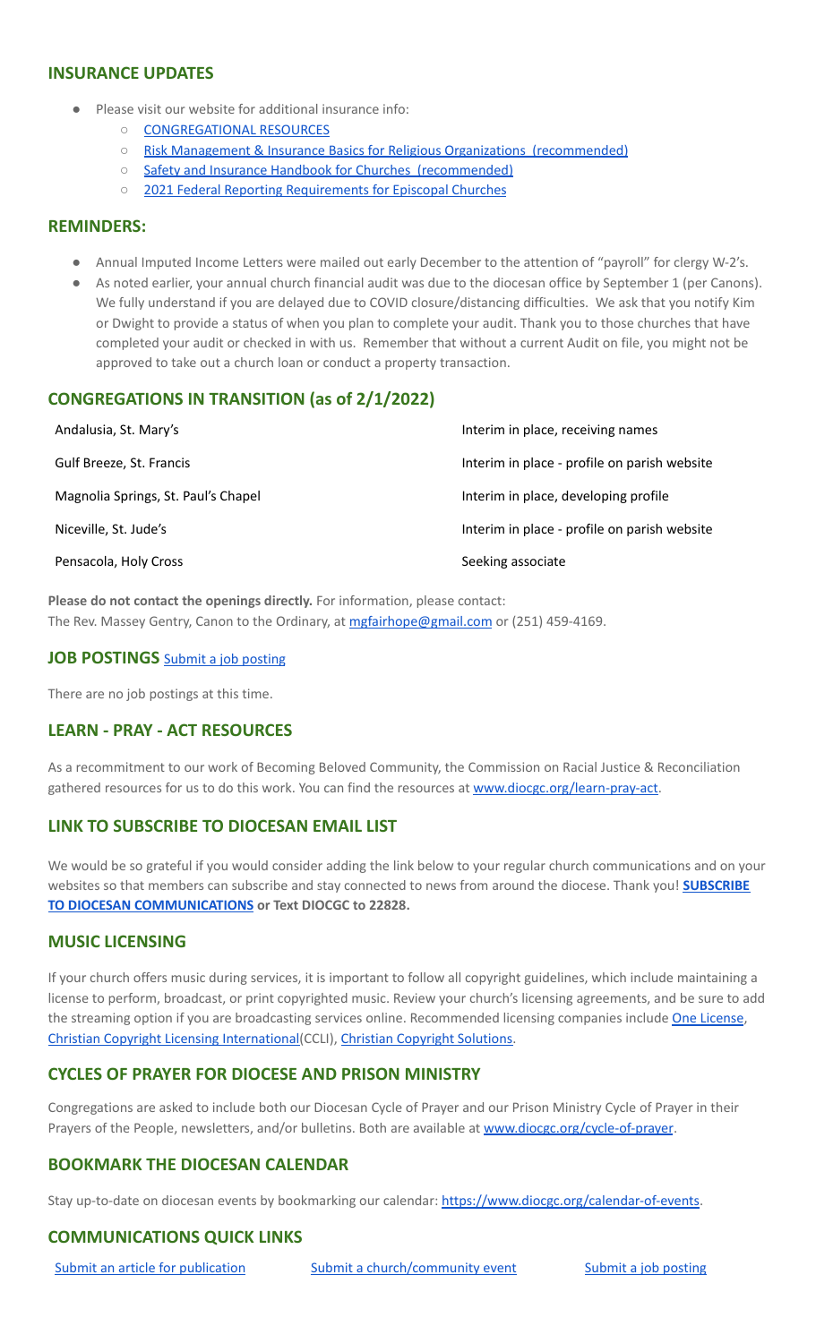## INSURANCE UPDATES

- Please visit our website for additional insurance info:
  - CONGREGATIONAL RESOURCES
  - Risk Management & Insurance Basics for Religious Organizations (recommended)
  - Safety and Insurance Handbook for Churches (recommended)
  - 2021 Federal Reporting Requirements for Episcopal Churches

## REMINDERS:

- Annual Imputed Income Letters were mailed out early December to the attention of "payroll" for clergy W-2's.
- As noted earlier, your annual church financial audit was due to the diocesan office by September 1 (per Canons). We fully understand if you are delayed due to COVID closure/distancing difficulties. We ask that you notify Kim or Dwight to provide a status of when you plan to complete your audit. Thank you to those churches that have completed your audit or checked in with us. Remember that without a current Audit on file, you might not be approved to take out a church loan or conduct a property transaction.

## CONGREGATIONS IN TRANSITION (as of 2/1/2022)

| | |
|---|---|
| Andalusia, St. Mary's | Interim in place, receiving names |
| Gulf Breeze, St. Francis | Interim in place - profile on parish website |
| Magnolia Springs, St. Paul's Chapel | Interim in place, developing profile |
| Niceville, St. Jude's | Interim in place - profile on parish website |
| Pensacola, Holy Cross | Seeking associate |

**Please do not contact the openings directly.** For information, please contact:
The Rev. Massey Gentry, Canon to the Ordinary, at mgfairhope@gmail.com or (251) 459-4169.

## JOB POSTINGS Submit a job posting

There are no job postings at this time.

## LEARN - PRAY - ACT RESOURCES

As a recommitment to our work of Becoming Beloved Community, the Commission on Racial Justice & Reconciliation gathered resources for us to do this work. You can find the resources at www.diocgc.org/learn-pray-act.

## LINK TO SUBSCRIBE TO DIOCESAN EMAIL LIST

We would be so grateful if you would consider adding the link below to your regular church communications and on your websites so that members can subscribe and stay connected to news from around the diocese. Thank you! **SUBSCRIBE TO DIOCESAN COMMUNICATIONS or Text DIOCGC to 22828.**

## MUSIC LICENSING

If your church offers music during services, it is important to follow all copyright guidelines, which include maintaining a license to perform, broadcast, or print copyrighted music. Review your church's licensing agreements, and be sure to add the streaming option if you are broadcasting services online. Recommended licensing companies include One License, Christian Copyright Licensing International(CCLI), Christian Copyright Solutions.

## CYCLES OF PRAYER FOR DIOCESE AND PRISON MINISTRY

Congregations are asked to include both our Diocesan Cycle of Prayer and our Prison Ministry Cycle of Prayer in their Prayers of the People, newsletters, and/or bulletins. Both are available at www.diocgc.org/cycle-of-prayer.

## BOOKMARK THE DIOCESAN CALENDAR

Stay up-to-date on diocesan events by bookmarking our calendar: https://www.diocgc.org/calendar-of-events.

## COMMUNICATIONS QUICK LINKS

Submit an article for publication | Submit a church/community event | Submit a job posting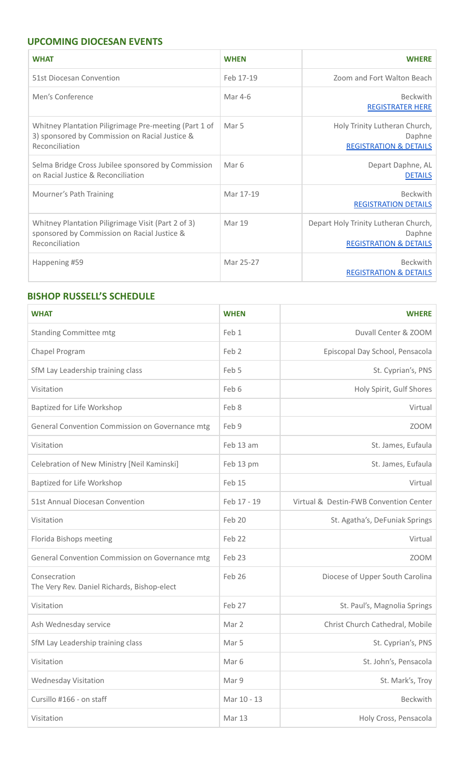## UPCOMING DIOCESAN EVENTS

| WHAT | WHEN | WHERE |
|---|---|---|
| 51st Diocesan Convention | Feb 17-19 | Zoom and Fort Walton Beach |
| Men's Conference | Mar 4-6 | Beckwith REGISTRATER HERE |
| Whitney Plantation Piligrimage Pre-meeting (Part 1 of 3) sponsored by Commission on Racial Justice & Reconciliation | Mar 5 | Holy Trinity Lutheran Church, Daphne REGISTRATION & DETAILS |
| Selma Bridge Cross Jubilee sponsored by Commission on Racial Justice & Reconciliation | Mar 6 | Depart Daphne, AL DETAILS |
| Mourner's Path Training | Mar 17-19 | Beckwith REGISTRATION DETAILS |
| Whitney Plantation Piligrimage Visit (Part 2 of 3) sponsored by Commission on Racial Justice & Reconciliation | Mar 19 | Depart Holy Trinity Lutheran Church, Daphne REGISTRATION & DETAILS |
| Happening #59 | Mar 25-27 | Beckwith REGISTRATION & DETAILS |

## BISHOP RUSSELL'S SCHEDULE

| WHAT | WHEN | WHERE |
|---|---|---|
| Standing Committee mtg | Feb 1 | Duvall Center & ZOOM |
| Chapel Program | Feb 2 | Episcopal Day School, Pensacola |
| SfM Lay Leadership training class | Feb 5 | St. Cyprian's, PNS |
| Visitation | Feb 6 | Holy Spirit, Gulf Shores |
| Baptized for Life Workshop | Feb 8 | Virtual |
| General Convention Commission on Governance mtg | Feb 9 | ZOOM |
| Visitation | Feb 13 am | St. James, Eufaula |
| Celebration of New Ministry [Neil Kaminski] | Feb 13 pm | St. James, Eufaula |
| Baptized for Life Workshop | Feb 15 | Virtual |
| 51st Annual Diocesan Convention | Feb 17 - 19 | Virtual & Destin-FWB Convention Center |
| Visitation | Feb 20 | St. Agatha's, DeFuniak Springs |
| Florida Bishops meeting | Feb 22 | Virtual |
| General Convention Commission on Governance mtg | Feb 23 | ZOOM |
| Consecration The Very Rev. Daniel Richards, Bishop-elect | Feb 26 | Diocese of Upper South Carolina |
| Visitation | Feb 27 | St. Paul's, Magnolia Springs |
| Ash Wednesday service | Mar 2 | Christ Church Cathedral, Mobile |
| SfM Lay Leadership training class | Mar 5 | St. Cyprian's, PNS |
| Visitation | Mar 6 | St. John's, Pensacola |
| Wednesday Visitation | Mar 9 | St. Mark's, Troy |
| Cursillo #166 - on staff | Mar 10 - 13 | Beckwith |
| Visitation | Mar 13 | Holy Cross, Pensacola |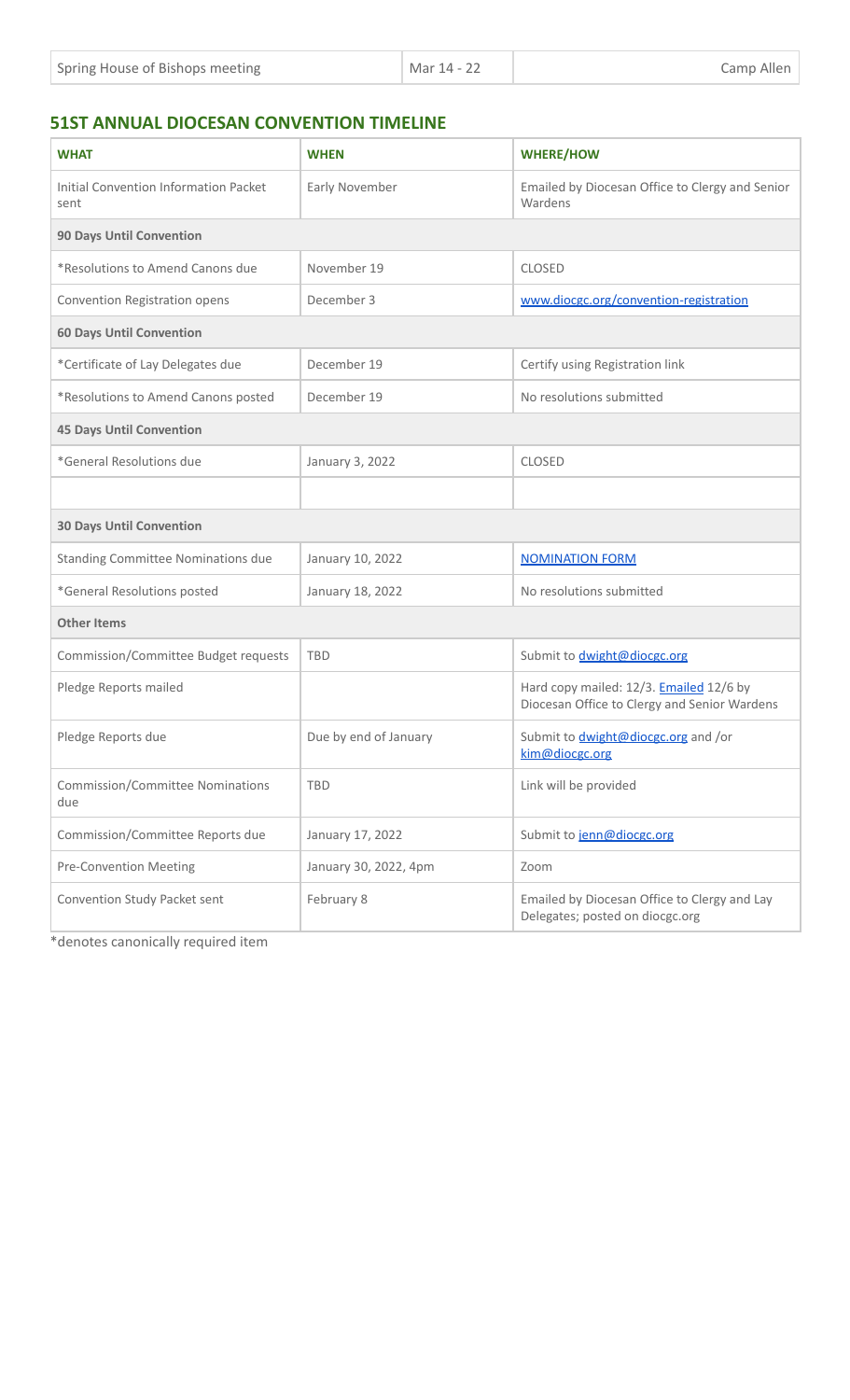| Spring House of Bishops meeting | Mar 14 - 22 | Camp Allen |
|---|---|---|

## 51ST ANNUAL DIOCESAN CONVENTION TIMELINE

| WHAT | WHEN | WHERE/HOW |
|---|---|---|
| Initial Convention Information Packet sent | Early November | Emailed by Diocesan Office to Clergy and Senior Wardens |
| **90 Days Until Convention** | | |
| *Resolutions to Amend Canons due | November 19 | CLOSED |
| Convention Registration opens | December 3 | [www.diocgc.org/convention-registration](www.diocgc.org/convention-registration) |
| **60 Days Until Convention** | | |
| *Certificate of Lay Delegates due | December 19 | Certify using Registration link |
| *Resolutions to Amend Canons posted | December 19 | No resolutions submitted |
| **45 Days Until Convention** | | |
| *General Resolutions due | January 3, 2022 | CLOSED |
| | | |
| **30 Days Until Convention** | | |
| Standing Committee Nominations due | January 10, 2022 | NOMINATION FORM |
| *General Resolutions posted | January 18, 2022 | No resolutions submitted |
| **Other Items** | | |
| Commission/Committee Budget requests | TBD | Submit to dwight@diocgc.org |
| Pledge Reports mailed | | Hard copy mailed: 12/3. Emailed 12/6 by Diocesan Office to Clergy and Senior Wardens |
| Pledge Reports due | Due by end of January | Submit to dwight@diocgc.org and /or kim@diocgc.org |
| Commission/Committee Nominations due | TBD | Link will be provided |
| Commission/Committee Reports due | January 17, 2022 | Submit to jenn@diocgc.org |
| Pre-Convention Meeting | January 30, 2022, 4pm | Zoom |
| Convention Study Packet sent | February 8 | Emailed by Diocesan Office to Clergy and Lay Delegates; posted on diocgc.org |

*denotes canonically required item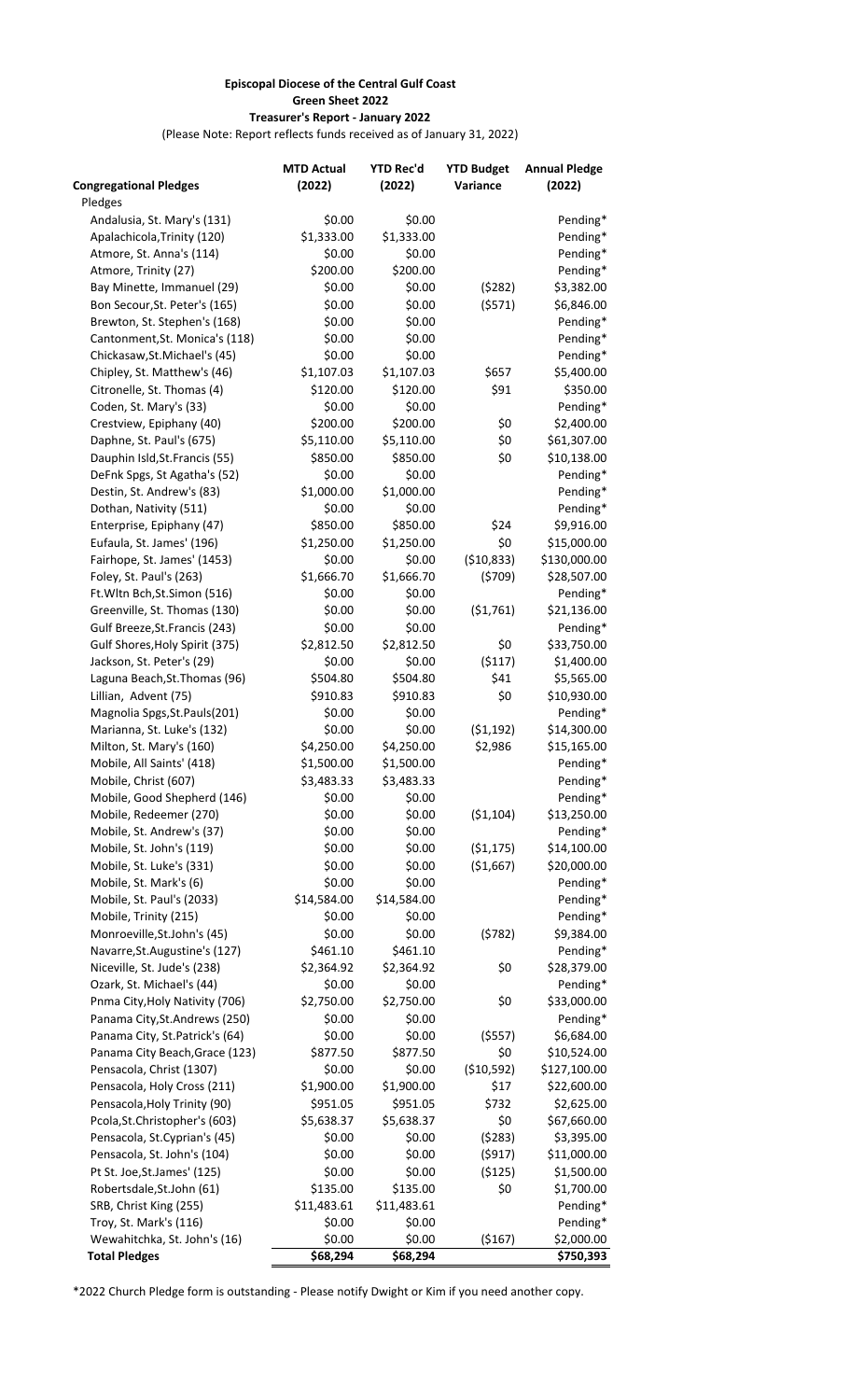**Episcopal Diocese of the Central Gulf Coast**

**Green Sheet 2022**

**Treasurer's Report - January 2022**

(Please Note: Report reflects funds received as of January 31, 2022)

| **Congregational Pledges** | **MTD Actual (2022)** | **YTD Rec'd (2022)** | **YTD Budget Variance** | **Annual Pledge (2022)** |
|---|---|---|---|---|
| Pledges | | | | |
| Andalusia, St. Mary's (131) | $0.00 | $0.00 | | Pending* |
| Apalachicola,Trinity (120) | $1,333.00 | $1,333.00 | | Pending* |
| Atmore, St. Anna's (114) | $0.00 | $0.00 | | Pending* |
| Atmore, Trinity (27) | $200.00 | $200.00 | | Pending* |
| Bay Minette, Immanuel (29) | $0.00 | $0.00 | ($282) | $3,382.00 |
| Bon Secour,St. Peter's (165) | $0.00 | $0.00 | ($571) | $6,846.00 |
| Brewton, St. Stephen's (168) | $0.00 | $0.00 | | Pending* |
| Cantonment,St. Monica's (118) | $0.00 | $0.00 | | Pending* |
| Chickasaw,St.Michael's (45) | $0.00 | $0.00 | | Pending* |
| Chipley, St. Matthew's (46) | $1,107.03 | $1,107.03 | $657 | $5,400.00 |
| Citronelle, St. Thomas (4) | $120.00 | $120.00 | $91 | $350.00 |
| Coden, St. Mary's (33) | $0.00 | $0.00 | | Pending* |
| Crestview, Epiphany (40) | $200.00 | $200.00 | $0 | $2,400.00 |
| Daphne, St. Paul's (675) | $5,110.00 | $5,110.00 | $0 | $61,307.00 |
| Dauphin Isld,St.Francis (55) | $850.00 | $850.00 | $0 | $10,138.00 |
| DeFnk Spgs, St Agatha's (52) | $0.00 | $0.00 | | Pending* |
| Destin, St. Andrew's (83) | $1,000.00 | $1,000.00 | | Pending* |
| Dothan, Nativity (511) | $0.00 | $0.00 | | Pending* |
| Enterprise, Epiphany (47) | $850.00 | $850.00 | $24 | $9,916.00 |
| Eufaula, St. James' (196) | $1,250.00 | $1,250.00 | $0 | $15,000.00 |
| Fairhope, St. James' (1453) | $0.00 | $0.00 | ($10,833) | $130,000.00 |
| Foley, St. Paul's (263) | $1,666.70 | $1,666.70 | ($709) | $28,507.00 |
| Ft.Wltn Bch,St.Simon (516) | $0.00 | $0.00 | | Pending* |
| Greenville, St. Thomas (130) | $0.00 | $0.00 | ($1,761) | $21,136.00 |
| Gulf Breeze,St.Francis (243) | $0.00 | $0.00 | | Pending* |
| Gulf Shores,Holy Spirit (375) | $2,812.50 | $2,812.50 | $0 | $33,750.00 |
| Jackson, St. Peter's (29) | $0.00 | $0.00 | ($117) | $1,400.00 |
| Laguna Beach,St.Thomas (96) | $504.80 | $504.80 | $41 | $5,565.00 |
| Lillian, Advent (75) | $910.83 | $910.83 | $0 | $10,930.00 |
| Magnolia Spgs,St.Pauls(201) | $0.00 | $0.00 | | Pending* |
| Marianna, St. Luke's (132) | $0.00 | $0.00 | ($1,192) | $14,300.00 |
| Milton, St. Mary's (160) | $4,250.00 | $4,250.00 | $2,986 | $15,165.00 |
| Mobile, All Saints' (418) | $1,500.00 | $1,500.00 | | Pending* |
| Mobile, Christ (607) | $3,483.33 | $3,483.33 | | Pending* |
| Mobile, Good Shepherd (146) | $0.00 | $0.00 | | Pending* |
| Mobile, Redeemer (270) | $0.00 | $0.00 | ($1,104) | $13,250.00 |
| Mobile, St. Andrew's (37) | $0.00 | $0.00 | | Pending* |
| Mobile, St. John's (119) | $0.00 | $0.00 | ($1,175) | $14,100.00 |
| Mobile, St. Luke's (331) | $0.00 | $0.00 | ($1,667) | $20,000.00 |
| Mobile, St. Mark's (6) | $0.00 | $0.00 | | Pending* |
| Mobile, St. Paul's (2033) | $14,584.00 | $14,584.00 | | Pending* |
| Mobile, Trinity (215) | $0.00 | $0.00 | | Pending* |
| Monroeville,St.John's (45) | $0.00 | $0.00 | ($782) | $9,384.00 |
| Navarre,St.Augustine's (127) | $461.10 | $461.10 | | Pending* |
| Niceville, St. Jude's (238) | $2,364.92 | $2,364.92 | $0 | $28,379.00 |
| Ozark, St. Michael's (44) | $0.00 | $0.00 | | Pending* |
| Pnma City,Holy Nativity (706) | $2,750.00 | $2,750.00 | $0 | $33,000.00 |
| Panama City,St.Andrews (250) | $0.00 | $0.00 | | Pending* |
| Panama City, St.Patrick's (64) | $0.00 | $0.00 | ($557) | $6,684.00 |
| Panama City Beach,Grace (123) | $877.50 | $877.50 | $0 | $10,524.00 |
| Pensacola, Christ (1307) | $0.00 | $0.00 | ($10,592) | $127,100.00 |
| Pensacola, Holy Cross (211) | $1,900.00 | $1,900.00 | $17 | $22,600.00 |
| Pensacola,Holy Trinity (90) | $951.05 | $951.05 | $732 | $2,625.00 |
| Pcola,St.Christopher's (603) | $5,638.37 | $5,638.37 | $0 | $67,660.00 |
| Pensacola, St.Cyprian's (45) | $0.00 | $0.00 | ($283) | $3,395.00 |
| Pensacola, St. John's (104) | $0.00 | $0.00 | ($917) | $11,000.00 |
| Pt St. Joe,St.James' (125) | $0.00 | $0.00 | ($125) | $1,500.00 |
| Robertsdale,St.John (61) | $135.00 | $135.00 | $0 | $1,700.00 |
| SRB, Christ King (255) | $11,483.61 | $11,483.61 | | Pending* |
| Troy, St. Mark's (116) | $0.00 | $0.00 | | Pending* |
| Wewahitchka, St. John's (16) | $0.00 | $0.00 | ($167) | $2,000.00 |
| **Total Pledges** | **$68,294** | **$68,294** | | **$750,393** |

*2022 Church Pledge form is outstanding - Please notify Dwight or Kim if you need another copy.